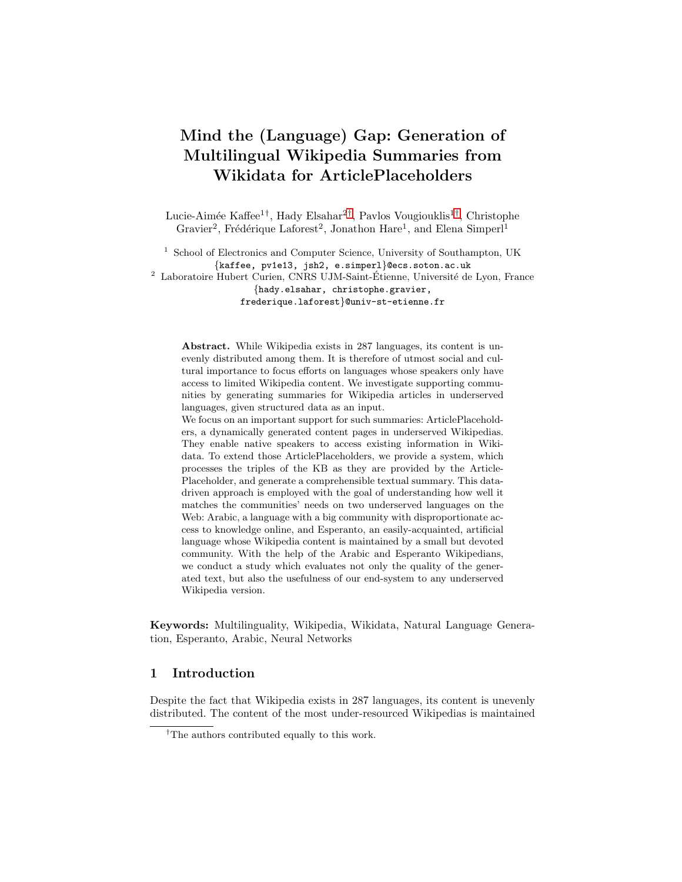# Mind the (Language) Gap: Generation of Multilingual Wikipedia Summaries from Wikidata for ArticlePlaceholders

Lucie-Aimée Kaffee[1†], Hady Elsahar[2†], Pavlos Vougiouklis[1†], Christophe Gravier[2], Frédérique Laforest[2], Jonathon Hare[1], and Elena Simperl[1]

[1] School of Electronics and Computer Science, University of Southampton, UK
{kaffee, pv1e13, jsh2, e.simperl}@ecs.soton.ac.uk

[2] Laboratoire Hubert Curien, CNRS UJM-Saint-Étienne, Université de Lyon, France
{hady.elsahar, christophe.gravier, frederique.laforest}@univ-st-etienne.fr

**Abstract.** While Wikipedia exists in 287 languages, its content is unevenly distributed among them. It is therefore of utmost social and cultural importance to focus efforts on languages whose speakers only have access to limited Wikipedia content. We investigate supporting communities by generating summaries for Wikipedia articles in underserved languages, given structured data as an input.

We focus on an important support for such summaries: ArticlePlaceholders, a dynamically generated content pages in underserved Wikipedias. They enable native speakers to access existing information in Wikidata. To extend those ArticlePlaceholders, we provide a system, which processes the triples of the KB as they are provided by the ArticlePlaceholder, and generate a comprehensible textual summary. This data-driven approach is employed with the goal of understanding how well it matches the communities' needs on two underserved languages on the Web: Arabic, a language with a big community with disproportionate access to knowledge online, and Esperanto, an easily-acquainted, artificial language whose Wikipedia content is maintained by a small but devoted community. With the help of the Arabic and Esperanto Wikipedians, we conduct a study which evaluates not only the quality of the generated text, but also the usefulness of our end-system to any underserved Wikipedia version.

**Keywords:** Multilinguality, Wikipedia, Wikidata, Natural Language Generation, Esperanto, Arabic, Neural Networks

## 1 Introduction

Despite the fact that Wikipedia exists in 287 languages, its content is unevenly distributed. The content of the most under-resourced Wikipedias is maintained

[†] The authors contributed equally to this work.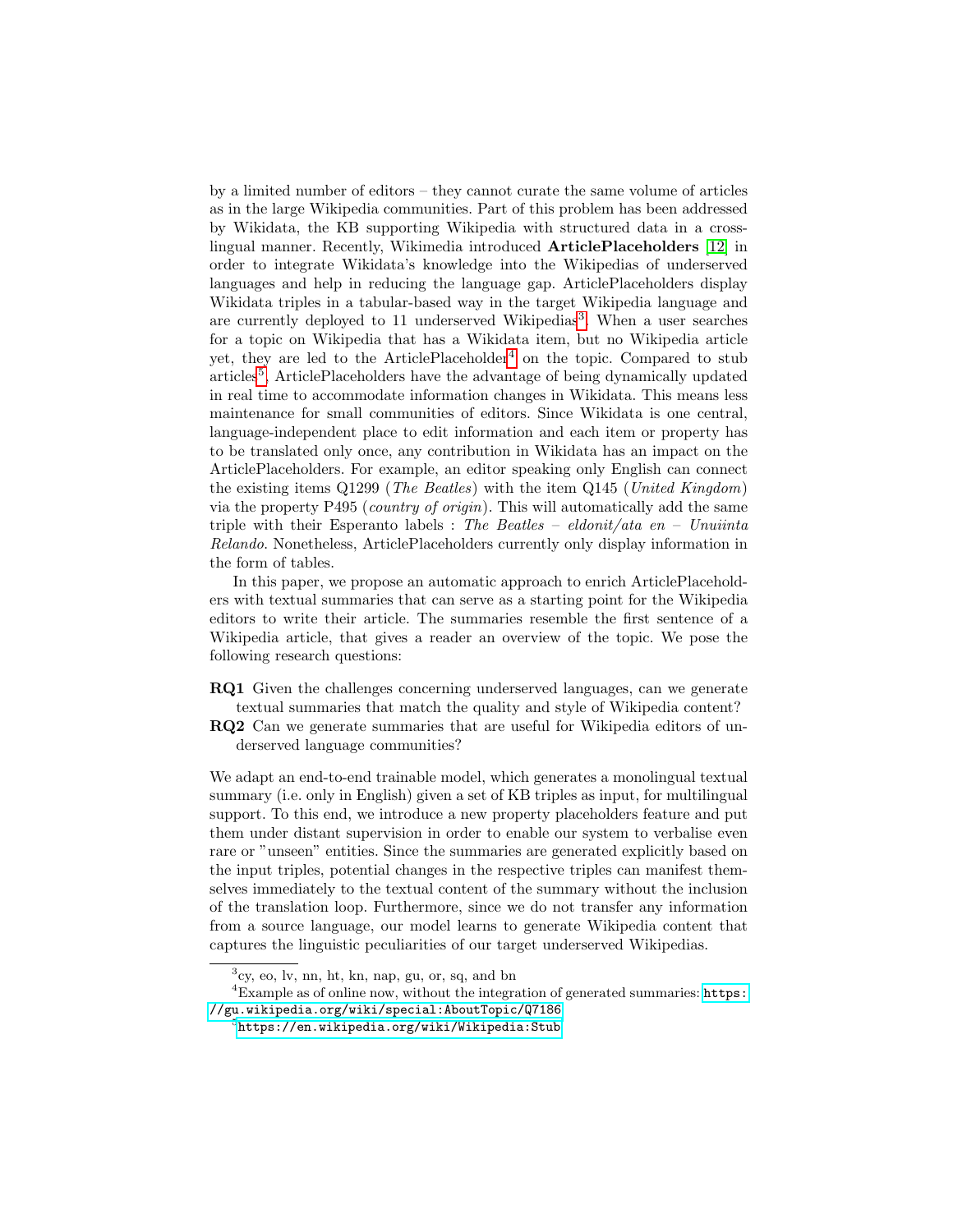by a limited number of editors – they cannot curate the same volume of articles as in the large Wikipedia communities. Part of this problem has been addressed by Wikidata, the KB supporting Wikipedia with structured data in a cross-lingual manner. Recently, Wikimedia introduced **ArticlePlaceholders** [12] in order to integrate Wikidata's knowledge into the Wikipedias of underserved languages and help in reducing the language gap. ArticlePlaceholders display Wikidata triples in a tabular-based way in the target Wikipedia language and are currently deployed to 11 underserved Wikipedias[3]. When a user searches for a topic on Wikipedia that has a Wikidata item, but no Wikipedia article yet, they are led to the ArticlePlaceholder[4] on the topic. Compared to stub articles[5], ArticlePlaceholders have the advantage of being dynamically updated in real time to accommodate information changes in Wikidata. This means less maintenance for small communities of editors. Since Wikidata is one central, language-independent place to edit information and each item or property has to be translated only once, any contribution in Wikidata has an impact on the ArticlePlaceholders. For example, an editor speaking only English can connect the existing items Q1299 (*The Beatles*) with the item Q145 (*United Kingdom*) via the property P495 (*country of origin*). This will automatically add the same triple with their Esperanto labels : *The Beatles – eldonit/ata en – Unuiinta Relando*. Nonetheless, ArticlePlaceholders currently only display information in the form of tables.

In this paper, we propose an automatic approach to enrich ArticlePlaceholders with textual summaries that can serve as a starting point for the Wikipedia editors to write their article. The summaries resemble the first sentence of a Wikipedia article, that gives a reader an overview of the topic. We pose the following research questions:

**RQ1** Given the challenges concerning underserved languages, can we generate textual summaries that match the quality and style of Wikipedia content?

**RQ2** Can we generate summaries that are useful for Wikipedia editors of underserved language communities?

We adapt an end-to-end trainable model, which generates a monolingual textual summary (i.e. only in English) given a set of KB triples as input, for multilingual support. To this end, we introduce a new property placeholders feature and put them under distant supervision in order to enable our system to verbalise even rare or "unseen" entities. Since the summaries are generated explicitly based on the input triples, potential changes in the respective triples can manifest themselves immediately to the textual content of the summary without the inclusion of the translation loop. Furthermore, since we do not transfer any information from a source language, our model learns to generate Wikipedia content that captures the linguistic peculiarities of our target underserved Wikipedias.

---

[3] cy, eo, lv, nn, ht, kn, nap, gu, or, sq, and bn

[4] Example as of online now, without the integration of generated summaries: https://gu.wikipedia.org/wiki/special:AboutTopic/Q7186

[5] https://en.wikipedia.org/wiki/Wikipedia:Stub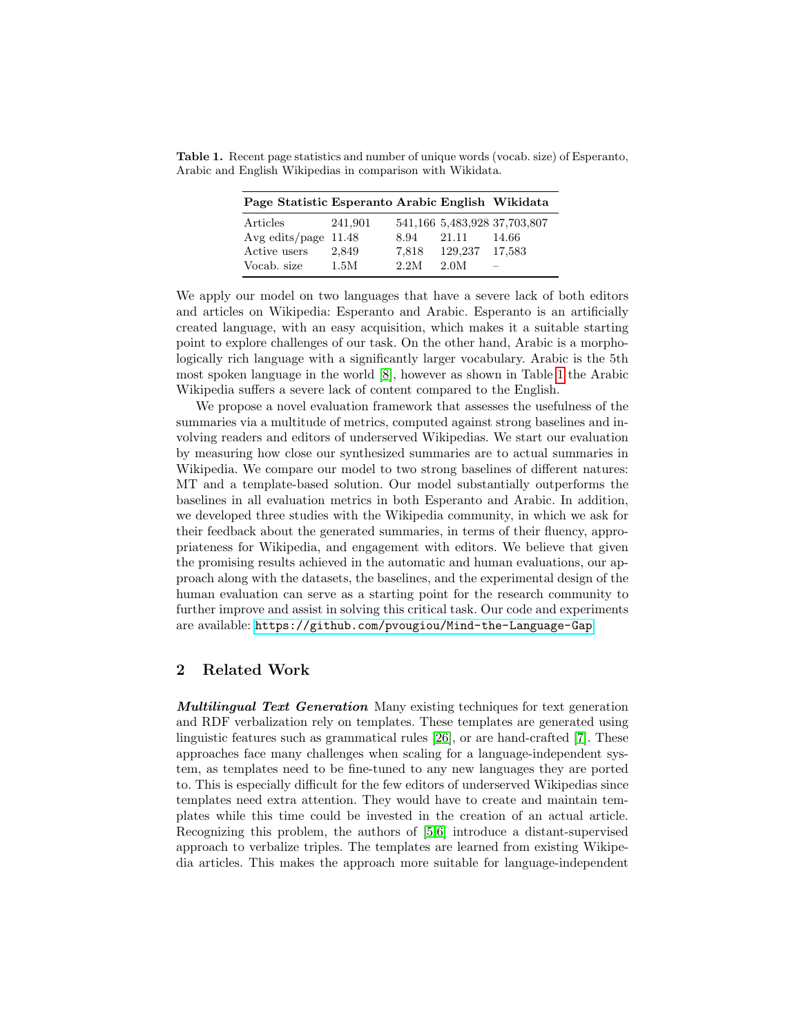**Table 1.** Recent page statistics and number of unique words (vocab. size) of Esperanto, Arabic and English Wikipedias in comparison with Wikidata.

| Page Statistic | Esperanto | Arabic | English | Wikidata |
|---|---|---|---|---|
| Articles | 241,901 | 541,166 | 5,483,928 | 37,703,807 |
| Avg edits/page | 11.48 | 8.94 | 21.11 | 14.66 |
| Active users | 2,849 | 7,818 | 129,237 | 17,583 |
| Vocab. size | 1.5M | 2.2M | 2.0M | – |

We apply our model on two languages that have a severe lack of both editors and articles on Wikipedia: Esperanto and Arabic. Esperanto is an artificially created language, with an easy acquisition, which makes it a suitable starting point to explore challenges of our task. On the other hand, Arabic is a morphologically rich language with a significantly larger vocabulary. Arabic is the 5th most spoken language in the world [8], however as shown in Table 1 the Arabic Wikipedia suffers a severe lack of content compared to the English.

We propose a novel evaluation framework that assesses the usefulness of the summaries via a multitude of metrics, computed against strong baselines and involving readers and editors of underserved Wikipedias. We start our evaluation by measuring how close our synthesized summaries are to actual summaries in Wikipedia. We compare our model to two strong baselines of different natures: MT and a template-based solution. Our model substantially outperforms the baselines in all evaluation metrics in both Esperanto and Arabic. In addition, we developed three studies with the Wikipedia community, in which we ask for their feedback about the generated summaries, in terms of their fluency, appropriateness for Wikipedia, and engagement with editors. We believe that given the promising results achieved in the automatic and human evaluations, our approach along with the datasets, the baselines, and the experimental design of the human evaluation can serve as a starting point for the research community to further improve and assist in solving this critical task. Our code and experiments are available: https://github.com/pvougiou/Mind-the-Language-Gap

## 2 Related Work

***Multilingual Text Generation*** Many existing techniques for text generation and RDF verbalization rely on templates. These templates are generated using linguistic features such as grammatical rules [26], or are hand-crafted [7]. These approaches face many challenges when scaling for a language-independent system, as templates need to be fine-tuned to any new languages they are ported to. This is especially difficult for the few editors of underserved Wikipedias since templates need extra attention. They would have to create and maintain templates while this time could be invested in the creation of an actual article. Recognizing this problem, the authors of [5,6] introduce a distant-supervised approach to verbalize triples. The templates are learned from existing Wikipedia articles. This makes the approach more suitable for language-independent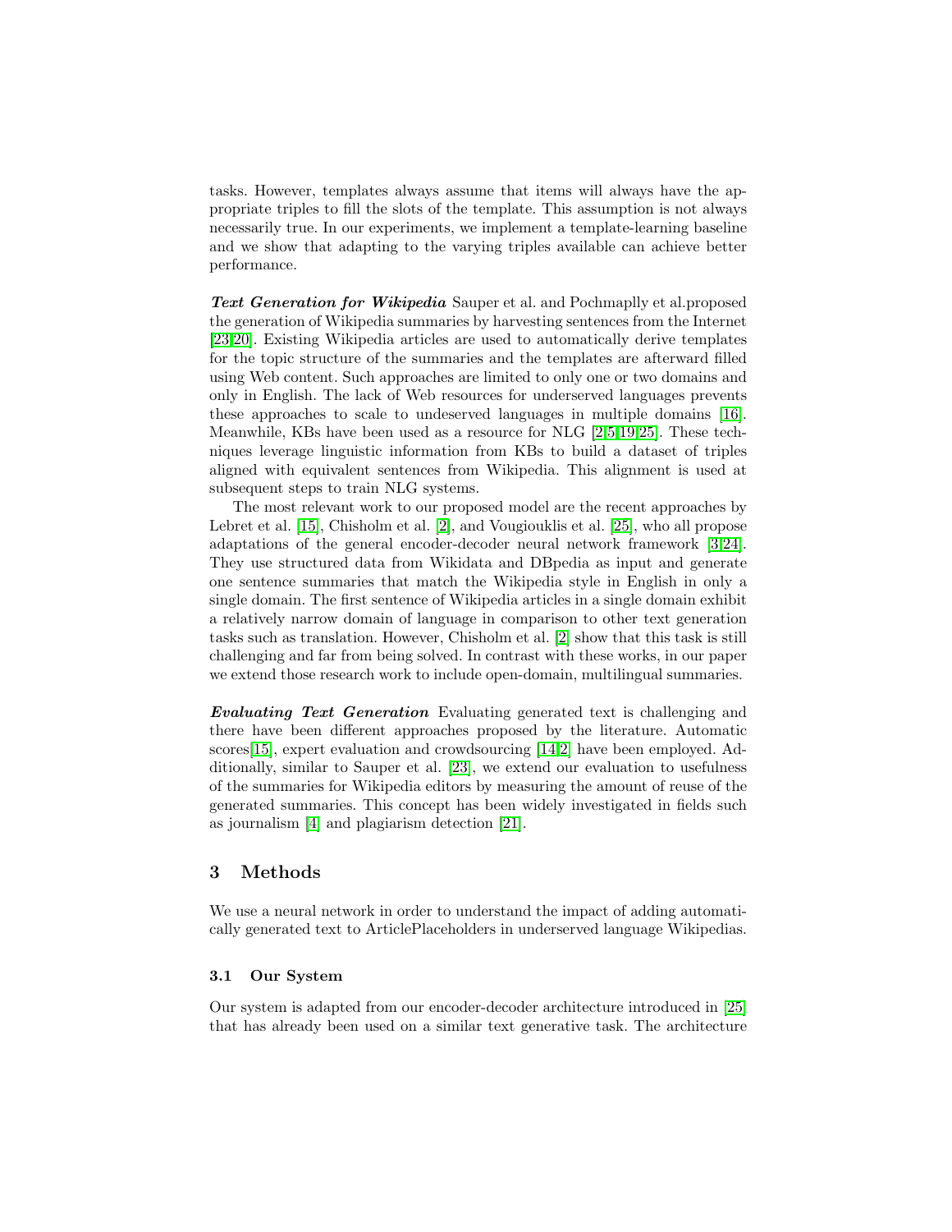tasks. However, templates always assume that items will always have the appropriate triples to fill the slots of the template. This assumption is not always necessarily true. In our experiments, we implement a template-learning baseline and we show that adapting to the varying triples available can achieve better performance.

***Text Generation for Wikipedia*** Sauper et al. and Pochmaplly et al.proposed the generation of Wikipedia summaries by harvesting sentences from the Internet [23,20]. Existing Wikipedia articles are used to automatically derive templates for the topic structure of the summaries and the templates are afterward filled using Web content. Such approaches are limited to only one or two domains and only in English. The lack of Web resources for underserved languages prevents these approaches to scale to undeserved languages in multiple domains [16]. Meanwhile, KBs have been used as a resource for NLG [2,5,19,25]. These techniques leverage linguistic information from KBs to build a dataset of triples aligned with equivalent sentences from Wikipedia. This alignment is used at subsequent steps to train NLG systems.

The most relevant work to our proposed model are the recent approaches by Lebret et al. [15], Chisholm et al. [2], and Vougiouklis et al. [25], who all propose adaptations of the general encoder-decoder neural network framework [3,24]. They use structured data from Wikidata and DBpedia as input and generate one sentence summaries that match the Wikipedia style in English in only a single domain. The first sentence of Wikipedia articles in a single domain exhibit a relatively narrow domain of language in comparison to other text generation tasks such as translation. However, Chisholm et al. [2] show that this task is still challenging and far from being solved. In contrast with these works, in our paper we extend those research work to include open-domain, multilingual summaries.

***Evaluating Text Generation*** Evaluating generated text is challenging and there have been different approaches proposed by the literature. Automatic scores[15], expert evaluation and crowdsourcing [14,2] have been employed. Additionally, similar to Sauper et al. [23], we extend our evaluation to usefulness of the summaries for Wikipedia editors by measuring the amount of reuse of the generated summaries. This concept has been widely investigated in fields such as journalism [4] and plagiarism detection [21].

## 3 Methods

We use a neural network in order to understand the impact of adding automatically generated text to ArticlePlaceholders in underserved language Wikipedias.

### 3.1 Our System

Our system is adapted from our encoder-decoder architecture introduced in [25] that has already been used on a similar text generative task. The architecture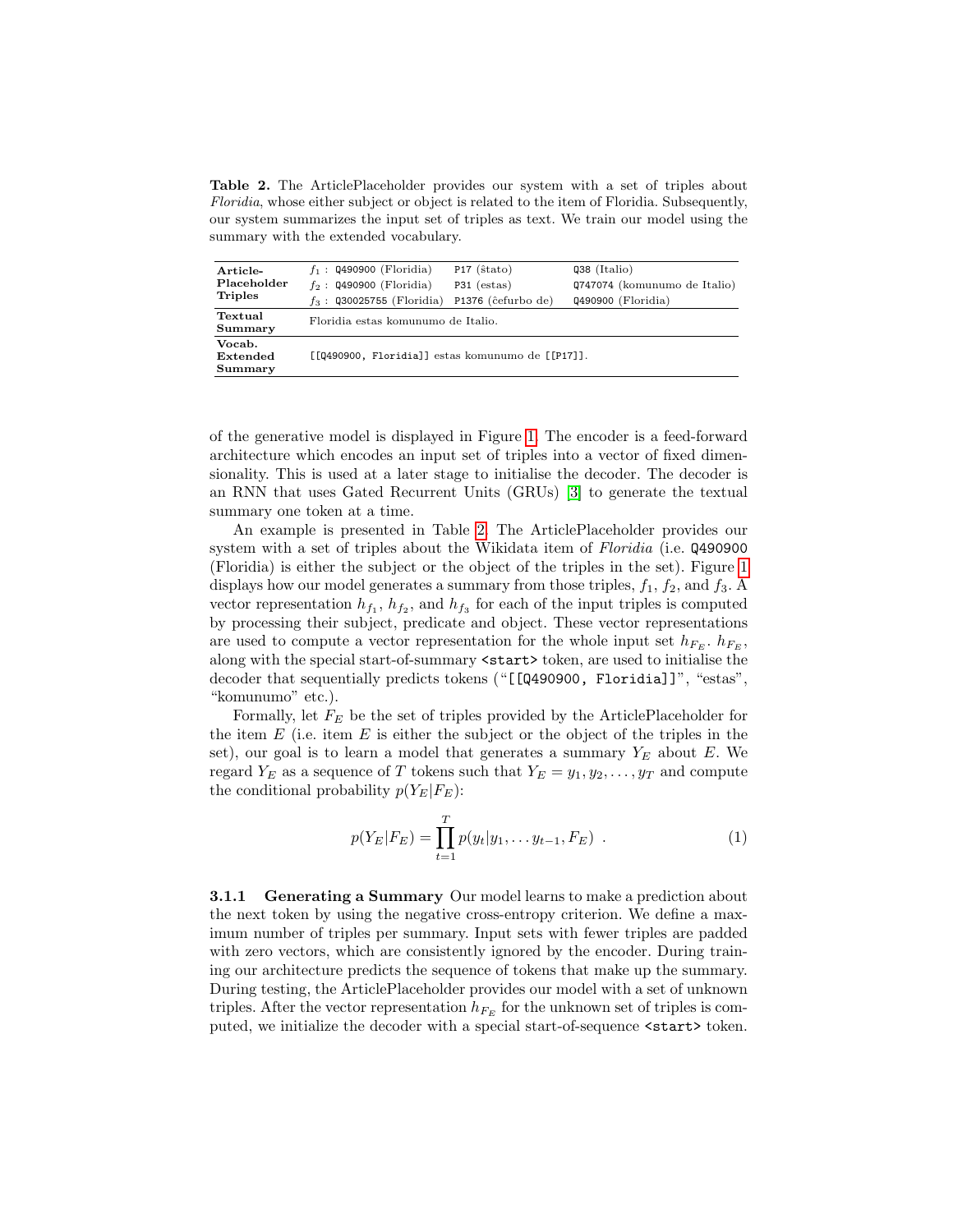**Table 2.** The ArticlePlaceholder provides our system with a set of triples about *Floridia*, whose either subject or object is related to the item of Floridia. Subsequently, our system summarizes the input set of triples as text. We train our model using the summary with the extended vocabulary.

| | | | |
|---|---|---|---|
| **Article-Placeholder Triples** | $f_1$ : Q490900 (Floridia) | P17 (ŝtato) | Q38 (Italio) |
| | $f_2$ : Q490900 (Floridia) | P31 (estas) | Q747074 (komunumo de Italio) |
| | $f_3$ : Q30025755 (Floridia) | P1376 (ĉefurbo de) | Q490900 (Floridia) |
| **Textual Summary** | Floridia estas komunumo de Italio. | | |
| **Vocab. Extended Summary** | [[Q490900, Floridia]] estas komunumo de [[P17]]. | | |

of the generative model is displayed in Figure 1. The encoder is a feed-forward architecture which encodes an input set of triples into a vector of fixed dimensionality. This is used at a later stage to initialise the decoder. The decoder is an RNN that uses Gated Recurrent Units (GRUs) [3] to generate the textual summary one token at a time.

An example is presented in Table 2. The ArticlePlaceholder provides our system with a set of triples about the Wikidata item of *Floridia* (i.e. Q490900 (Floridia) is either the subject or the object of the triples in the set). Figure 1 displays how our model generates a summary from those triples, $f_1$, $f_2$, and $f_3$. A vector representation $h_{f_1}$, $h_{f_2}$, and $h_{f_3}$ for each of the input triples is computed by processing their subject, predicate and object. These vector representations are used to compute a vector representation for the whole input set $h_{F_E}$. $h_{F_E}$, along with the special start-of-summary `<start>` token, are used to initialise the decoder that sequentially predicts tokens ("[[Q490900, Floridia]]", "estas", "komunumo" etc.).

Formally, let $F_E$ be the set of triples provided by the ArticlePlaceholder for the item $E$ (i.e. item $E$ is either the subject or the object of the triples in the set), our goal is to learn a model that generates a summary $Y_E$ about $E$. We regard $Y_E$ as a sequence of $T$ tokens such that $Y_E = y_1, y_2, \ldots, y_T$ and compute the conditional probability $p(Y_E|F_E)$:

$$p(Y_E|F_E) = \prod_{t=1}^{T} p(y_t|y_1, \ldots y_{t-1}, F_E) \ . \tag{1}$$

**3.1.1 Generating a Summary** Our model learns to make a prediction about the next token by using the negative cross-entropy criterion. We define a maximum number of triples per summary. Input sets with fewer triples are padded with zero vectors, which are consistently ignored by the encoder. During training our architecture predicts the sequence of tokens that make up the summary. During testing, the ArticlePlaceholder provides our model with a set of unknown triples. After the vector representation $h_{F_E}$ for the unknown set of triples is computed, we initialize the decoder with a special start-of-sequence `<start>` token.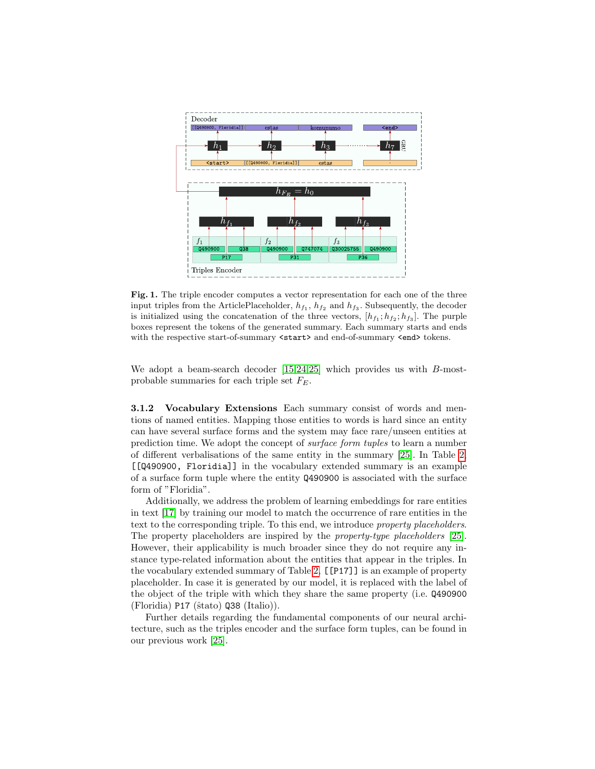**Fig. 1.** The triple encoder computes a vector representation for each one of the three input triples from the ArticlePlaceholder, $h_{f_1}$, $h_{f_2}$ and $h_{f_3}$. Subsequently, the decoder is initialized using the concatenation of the three vectors, $[h_{f_1}; h_{f_2}; h_{f_3}]$. The purple boxes represent the tokens of the generated summary. Each summary starts and ends with the respective start-of-summary `<start>` and end-of-summary `<end>` tokens.

We adopt a beam-search decoder [15,24,25] which provides us with $B$-most-probable summaries for each triple set $F_E$.

**3.1.2 Vocabulary Extensions** Each summary consist of words and mentions of named entities. Mapping those entities to words is hard since an entity can have several surface forms and the system may face rare/unseen entities at prediction time. We adopt the concept of *surface form tuples* to learn a number of different verbalisations of the same entity in the summary [25]. In Table 2, `[[Q490900, Floridia]]` in the vocabulary extended summary is an example of a surface form tuple where the entity `Q490900` is associated with the surface form of "Floridia".

Additionally, we address the problem of learning embeddings for rare entities in text [17] by training our model to match the occurrence of rare entities in the text to the corresponding triple. To this end, we introduce *property placeholders*. The property placeholders are inspired by the *property-type placeholders* [25]. However, their applicability is much broader since they do not require any instance type-related information about the entities that appear in the triples. In the vocabulary extended summary of Table 2, `[[P17]]` is an example of property placeholder. In case it is generated by our model, it is replaced with the label of the object of the triple with which they share the same property (i.e. `Q490900` (Floridia) `P17` (ŝtato) `Q38` (Italio)).

Further details regarding the fundamental components of our neural architecture, such as the triples encoder and the surface form tuples, can be found in our previous work [25].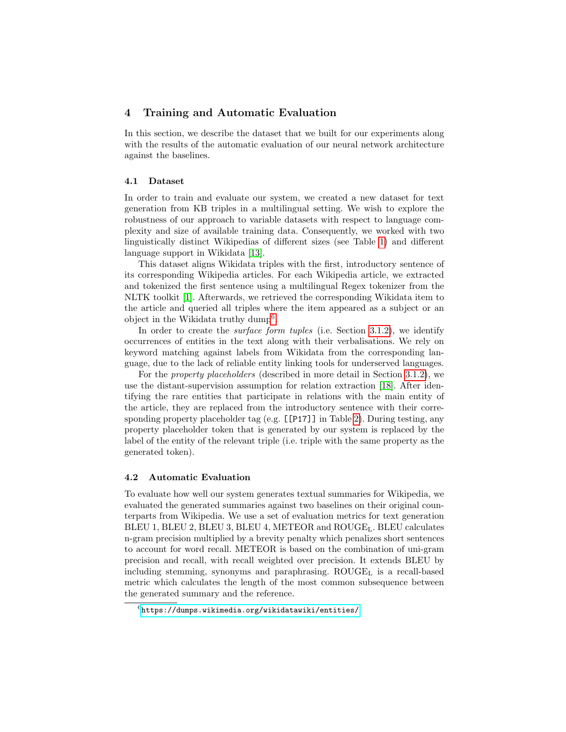## 4 Training and Automatic Evaluation

In this section, we describe the dataset that we built for our experiments along with the results of the automatic evaluation of our neural network architecture against the baselines.

### 4.1 Dataset

In order to train and evaluate our system, we created a new dataset for text generation from KB triples in a multilingual setting. We wish to explore the robustness of our approach to variable datasets with respect to language complexity and size of available training data. Consequently, we worked with two linguistically distinct Wikipedias of different sizes (see Table 1) and different language support in Wikidata [13].

This dataset aligns Wikidata triples with the first, introductory sentence of its corresponding Wikipedia articles. For each Wikipedia article, we extracted and tokenized the first sentence using a multilingual Regex tokenizer from the NLTK toolkit [1]. Afterwards, we retrieved the corresponding Wikidata item to the article and queried all triples where the item appeared as a subject or an object in the Wikidata truthy dump[6].

In order to create the *surface form tuples* (i.e. Section 3.1.2), we identify occurrences of entities in the text along with their verbalisations. We rely on keyword matching against labels from Wikidata from the corresponding language, due to the lack of reliable entity linking tools for underserved languages.

For the *property placeholders* (described in more detail in Section 3.1.2), we use the distant-supervision assumption for relation extraction [18]. After identifying the rare entities that participate in relations with the main entity of the article, they are replaced from the introductory sentence with their corresponding property placeholder tag (e.g. `[[P17]]` in Table 2). During testing, any property placeholder token that is generated by our system is replaced by the label of the entity of the relevant triple (i.e. triple with the same property as the generated token).

### 4.2 Automatic Evaluation

To evaluate how well our system generates textual summaries for Wikipedia, we evaluated the generated summaries against two baselines on their original counterparts from Wikipedia. We use a set of evaluation metrics for text generation BLEU 1, BLEU 2, BLEU 3, BLEU 4, METEOR and $\text{ROUGE}_\text{L}$. BLEU calculates n-gram precision multiplied by a brevity penalty which penalizes short sentences to account for word recall. METEOR is based on the combination of uni-gram precision and recall, with recall weighted over precision. It extends BLEU by including stemming, synonyms and paraphrasing. $\text{ROUGE}_\text{L}$ is a recall-based metric which calculates the length of the most common subsequence between the generated summary and the reference.

[6] https://dumps.wikimedia.org/wikidatawiki/entities/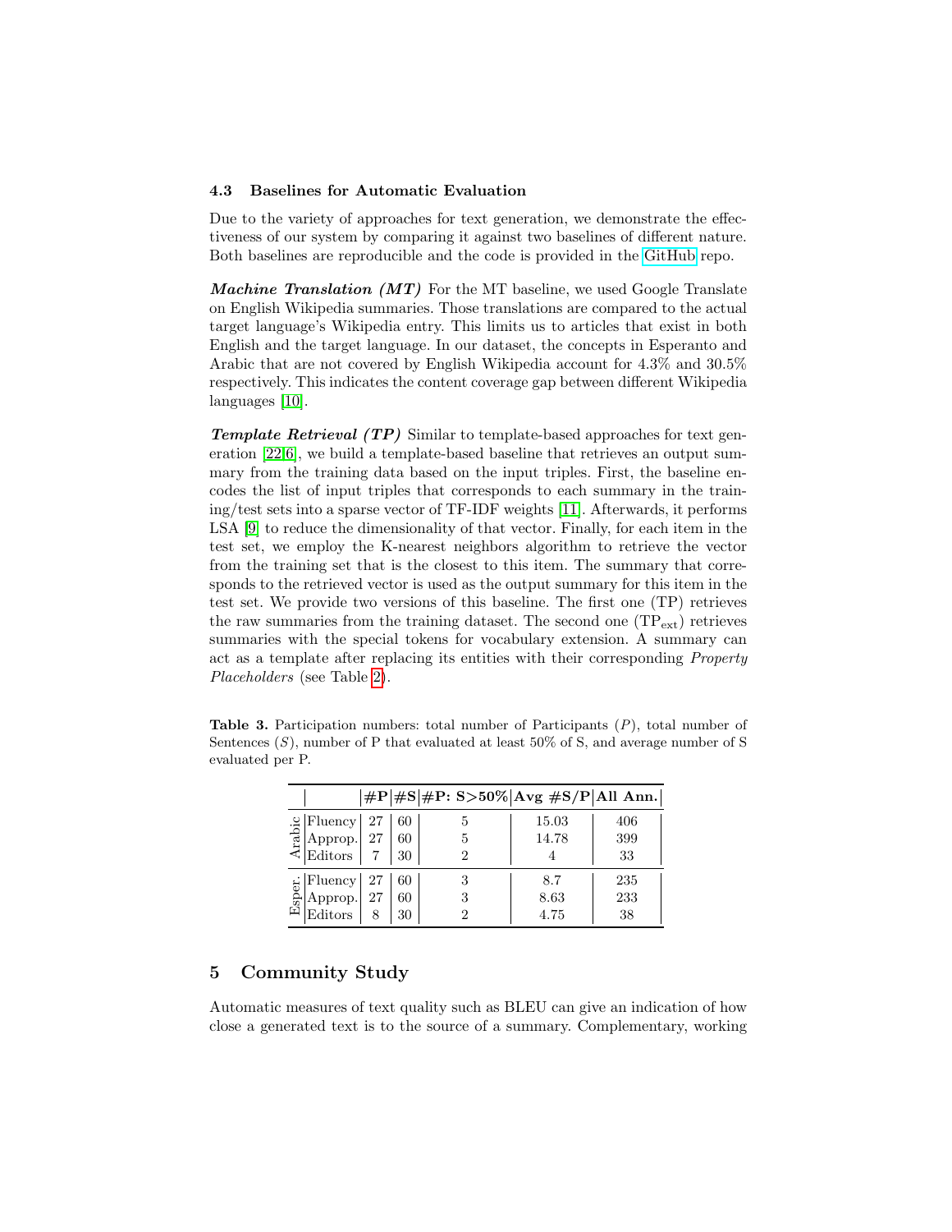### 4.3 Baselines for Automatic Evaluation

Due to the variety of approaches for text generation, we demonstrate the effectiveness of our system by comparing it against two baselines of different nature. Both baselines are reproducible and the code is provided in the GitHub repo.

***Machine Translation (MT)*** For the MT baseline, we used Google Translate on English Wikipedia summaries. Those translations are compared to the actual target language's Wikipedia entry. This limits us to articles that exist in both English and the target language. In our dataset, the concepts in Esperanto and Arabic that are not covered by English Wikipedia account for 4.3% and 30.5% respectively. This indicates the content coverage gap between different Wikipedia languages [10].

***Template Retrieval (TP)*** Similar to template-based approaches for text generation [22,6], we build a template-based baseline that retrieves an output summary from the training data based on the input triples. First, the baseline encodes the list of input triples that corresponds to each summary in the training/test sets into a sparse vector of TF-IDF weights [11]. Afterwards, it performs LSA [9] to reduce the dimensionality of that vector. Finally, for each item in the test set, we employ the K-nearest neighbors algorithm to retrieve the vector from the training set that is the closest to this item. The summary that corresponds to the retrieved vector is used as the output summary for this item in the test set. We provide two versions of this baseline. The first one (TP) retrieves the raw summaries from the training dataset. The second one ($TP_{ext}$) retrieves summaries with the special tokens for vocabulary extension. A summary can act as a template after replacing its entities with their corresponding *Property Placeholders* (see Table 2).

**Table 3.** Participation numbers: total number of Participants ($P$), total number of Sentences ($S$), number of P that evaluated at least 50% of S, and average number of S evaluated per P.

| | | **#P** | **#S** | **#P: S>50%** | **Avg #S/P** | **All Ann.** |
|---|---|---|---|---|---|---|
| Arabic | Fluency | 27 | 60 | 5 | 15.03 | 406 |
| | Approp. | 27 | 60 | 5 | 14.78 | 399 |
| | Editors | 7 | 30 | 2 | 4 | 33 |
| Esper. | Fluency | 27 | 60 | 3 | 8.7 | 235 |
| | Approp. | 27 | 60 | 3 | 8.63 | 233 |
| | Editors | 8 | 30 | 2 | 4.75 | 38 |

## 5 Community Study

Automatic measures of text quality such as BLEU can give an indication of how close a generated text is to the source of a summary. Complementary, working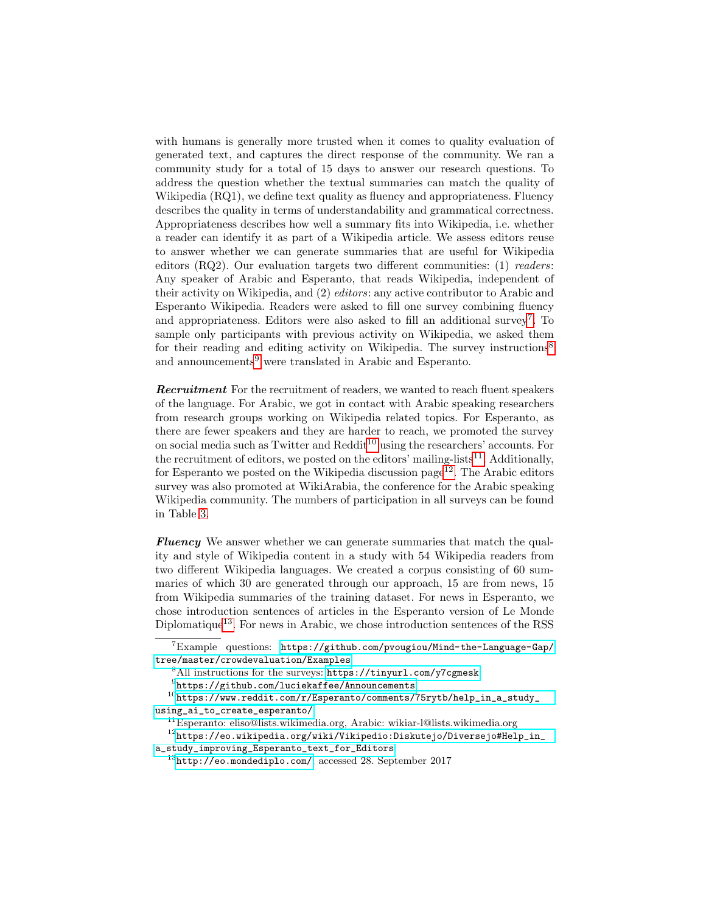with humans is generally more trusted when it comes to quality evaluation of generated text, and captures the direct response of the community. We ran a community study for a total of 15 days to answer our research questions. To address the question whether the textual summaries can match the quality of Wikipedia (RQ1), we define text quality as fluency and appropriateness. Fluency describes the quality in terms of understandability and grammatical correctness. Appropriateness describes how well a summary fits into Wikipedia, i.e. whether a reader can identify it as part of a Wikipedia article. We assess editors reuse to answer whether we can generate summaries that are useful for Wikipedia editors (RQ2). Our evaluation targets two different communities: (1) *readers*: Any speaker of Arabic and Esperanto, that reads Wikipedia, independent of their activity on Wikipedia, and (2) *editors*: any active contributor to Arabic and Esperanto Wikipedia. Readers were asked to fill one survey combining fluency and appropriateness. Editors were also asked to fill an additional survey[7]. To sample only participants with previous activity on Wikipedia, we asked them for their reading and editing activity on Wikipedia. The survey instructions[8] and announcements[9] were translated in Arabic and Esperanto.

***Recruitment*** For the recruitment of readers, we wanted to reach fluent speakers of the language. For Arabic, we got in contact with Arabic speaking researchers from research groups working on Wikipedia related topics. For Esperanto, as there are fewer speakers and they are harder to reach, we promoted the survey on social media such as Twitter and Reddit[10] using the researchers' accounts. For the recruitment of editors, we posted on the editors' mailing-lists[11]. Additionally, for Esperanto we posted on the Wikipedia discussion page[12]. The Arabic editors survey was also promoted at WikiArabia, the conference for the Arabic speaking Wikipedia community. The numbers of participation in all surveys can be found in Table 3.

***Fluency*** We answer whether we can generate summaries that match the quality and style of Wikipedia content in a study with 54 Wikipedia readers from two different Wikipedia languages. We created a corpus consisting of 60 summaries of which 30 are generated through our approach, 15 are from news, 15 from Wikipedia summaries of the training dataset. For news in Esperanto, we chose introduction sentences of articles in the Esperanto version of Le Monde Diplomatique[13]. For news in Arabic, we chose introduction sentences of the RSS

---

[7] Example questions: https://github.com/pvougiou/Mind-the-Language-Gap/tree/master/crowdevaluation/Examples

[8] All instructions for the surveys: https://tinyurl.com/y7cgmesk

[9] https://github.com/luciekaffee/Announcements

[10] https://www.reddit.com/r/Esperanto/comments/75rytb/help_in_a_study_using_ai_to_create_esperanto/

[11] Esperanto: eliso@lists.wikimedia.org, Arabic: wikiar-l@lists.wikimedia.org

[12] https://eo.wikipedia.org/wiki/Vikipedio:Diskutejo/Diversejo#Help_in_a_study_improving_Esperanto_text_for_Editors

[13] http://eo.mondediplo.com/, accessed 28. September 2017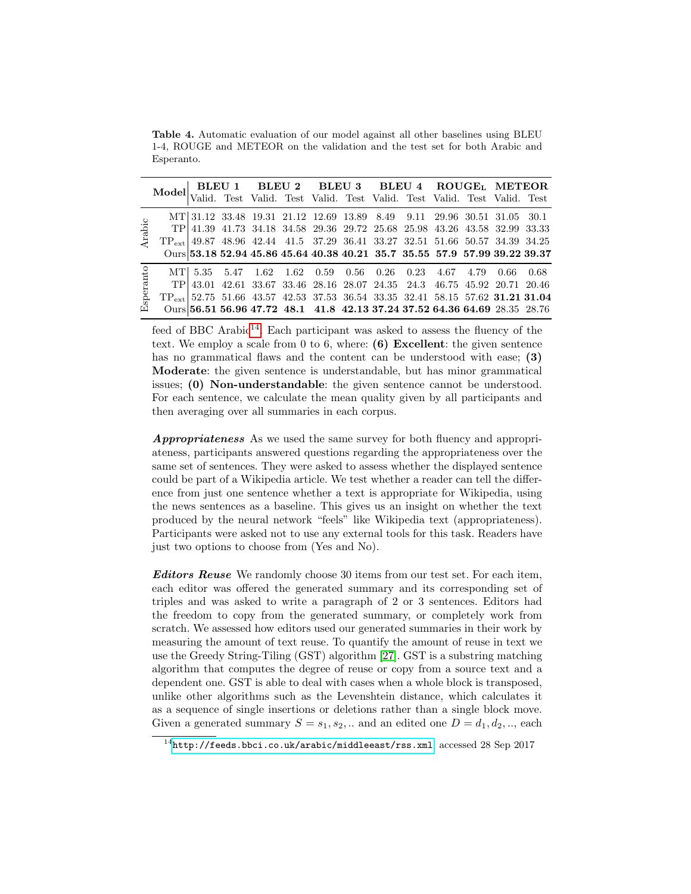**Table 4.** Automatic evaluation of our model against all other baselines using BLEU 1-4, ROUGE and METEOR on the validation and the test set for both Arabic and Esperanto.

| | Model | BLEU 1 | | BLEU 2 | | BLEU 3 | | BLEU 4 | | ROUGE$_L$ | | METEOR | |
|---|---|---|---|---|---|---|---|---|---|---|---|---|---|
| | | Valid. | Test | Valid. | Test | Valid. | Test | Valid. | Test | Valid. | Test | Valid. | Test |
| Arabic | MT | 31.12 | 33.48 | 19.31 | 21.12 | 12.69 | 13.89 | 8.49 | 9.11 | 29.96 | 30.51 | 31.05 | 30.1 |
| | TP | 41.39 | 41.73 | 34.18 | 34.58 | 29.36 | 29.72 | 25.68 | 25.98 | 43.26 | 43.58 | 32.99 | 33.33 |
| | TP$_{ext}$ | 49.87 | 48.96 | 42.44 | 41.5 | 37.29 | 36.41 | 33.27 | 32.51 | 51.66 | 50.57 | 34.39 | 34.25 |
| | Ours | **53.18** | **52.94** | **45.86** | **45.64** | **40.38** | **40.21** | **35.7** | **35.55** | **57.9** | **57.99** | **39.22** | **39.37** |
| Esperanto | MT | 5.35 | 5.47 | 1.62 | 1.62 | 0.59 | 0.56 | 0.26 | 0.23 | 4.67 | 4.79 | 0.66 | 0.68 |
| | TP | 43.01 | 42.61 | 33.67 | 33.46 | 28.16 | 28.07 | 24.35 | 24.3 | 46.75 | 45.92 | 20.71 | 20.46 |
| | TP$_{ext}$ | 52.75 | 51.66 | 43.57 | 42.53 | 37.53 | 36.54 | 33.35 | 32.41 | 58.15 | 57.62 | **31.21** | **31.04** |
| | Ours | **56.51** | **56.96** | **47.72** | **48.1** | **41.8** | **42.13** | **37.24** | **37.52** | **64.36** | **64.69** | 28.35 | 28.76 |

feed of BBC Arabic[14]. Each participant was asked to assess the fluency of the text. We employ a scale from 0 to 6, where: **(6) Excellent**: the given sentence has no grammatical flaws and the content can be understood with ease; **(3) Moderate**: the given sentence is understandable, but has minor grammatical issues; **(0) Non-understandable**: the given sentence cannot be understood. For each sentence, we calculate the mean quality given by all participants and then averaging over all summaries in each corpus.

***Appropriateness*** As we used the same survey for both fluency and appropriateness, participants answered questions regarding the appropriateness over the same set of sentences. They were asked to assess whether the displayed sentence could be part of a Wikipedia article. We test whether a reader can tell the difference from just one sentence whether a text is appropriate for Wikipedia, using the news sentences as a baseline. This gives us an insight on whether the text produced by the neural network "feels" like Wikipedia text (appropriateness). Participants were asked not to use any external tools for this task. Readers have just two options to choose from (Yes and No).

***Editors Reuse*** We randomly choose 30 items from our test set. For each item, each editor was offered the generated summary and its corresponding set of triples and was asked to write a paragraph of 2 or 3 sentences. Editors had the freedom to copy from the generated summary, or completely work from scratch. We assessed how editors used our generated summaries in their work by measuring the amount of text reuse. To quantify the amount of reuse in text we use the Greedy String-Tiling (GST) algorithm [27]. GST is a substring matching algorithm that computes the degree of reuse or copy from a source text and a dependent one. GST is able to deal with cases when a whole block is transposed, unlike other algorithms such as the Levenshtein distance, which calculates it as a sequence of single insertions or deletions rather than a single block move. Given a generated summary $S = s_1, s_2, ..$ and an edited one $D = d_1, d_2, ..$, each

[14] http://feeds.bbci.co.uk/arabic/middleeast/rss.xml accessed 28 Sep 2017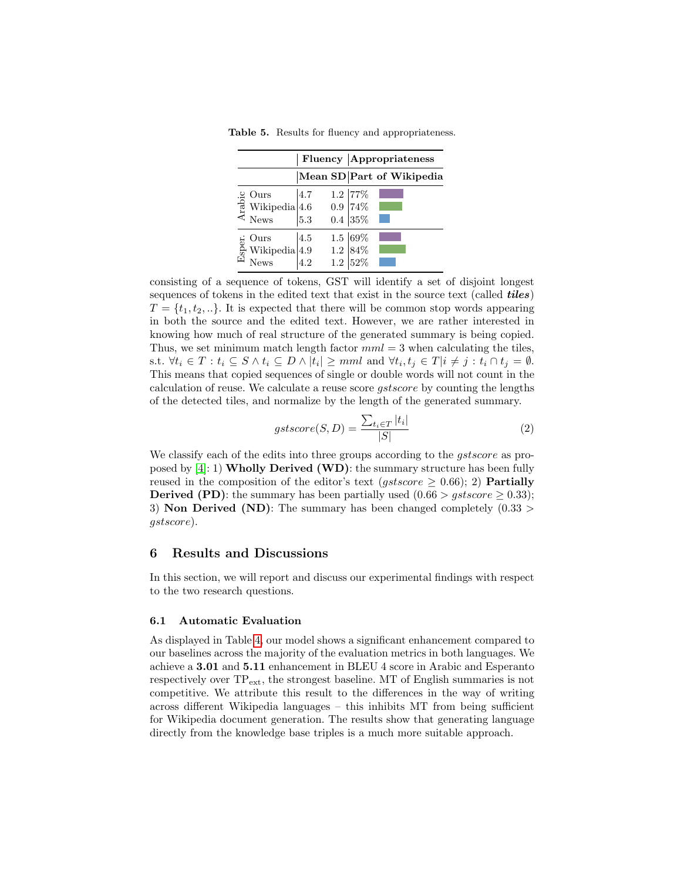**Table 5.** Results for fluency and appropriateness.

| | | Fluency | | Appropriateness |
|---|---|---|---|---|
| | | Mean | SD | Part of Wikipedia |
| Arabic | Ours | 4.7 | 1.2 | 77% |
| | Wikipedia | 4.6 | 0.9 | 74% |
| | News | 5.3 | 0.4 | 35% |
| Esper. | Ours | 4.5 | 1.5 | 69% |
| | Wikipedia | 4.9 | 1.2 | 84% |
| | News | 4.2 | 1.2 | 52% |

consisting of a sequence of tokens, GST will identify a set of disjoint longest sequences of tokens in the edited text that exist in the source text (called ***tiles***) $T = \{t_1, t_2, ..\}$. It is expected that there will be common stop words appearing in both the source and the edited text. However, we are rather interested in knowing how much of real structure of the generated summary is being copied. Thus, we set minimum match length factor $mml = 3$ when calculating the tiles, s.t. $\forall t_i \in T : t_i \subseteq S \wedge t_i \subseteq D \wedge |t_i| \geq mml$ and $\forall t_i, t_j \in T | i \neq j : t_i \cap t_j = \emptyset$. This means that copied sequences of single or double words will not count in the calculation of reuse. We calculate a reuse score *gstscore* by counting the lengths of the detected tiles, and normalize by the length of the generated summary.

$$gstscore(S, D) = \frac{\sum_{t_i \in T} |t_i|}{|S|} \tag{2}$$

We classify each of the edits into three groups according to the *gstscore* as proposed by [4]: 1) **Wholly Derived (WD)**: the summary structure has been fully reused in the composition of the editor's text ($gstscore \geq 0.66$); 2) **Partially Derived (PD)**: the summary has been partially used ($0.66 > gstscore \geq 0.33$); 3) **Non Derived (ND)**: The summary has been changed completely ($0.33 > gstscore$).

## 6 Results and Discussions

In this section, we will report and discuss our experimental findings with respect to the two research questions.

### 6.1 Automatic Evaluation

As displayed in Table 4, our model shows a significant enhancement compared to our baselines across the majority of the evaluation metrics in both languages. We achieve a **3.01** and **5.11** enhancement in BLEU 4 score in Arabic and Esperanto respectively over $\text{TP}_{\text{ext}}$, the strongest baseline. MT of English summaries is not competitive. We attribute this result to the differences in the way of writing across different Wikipedia languages – this inhibits MT from being sufficient for Wikipedia document generation. The results show that generating language directly from the knowledge base triples is a much more suitable approach.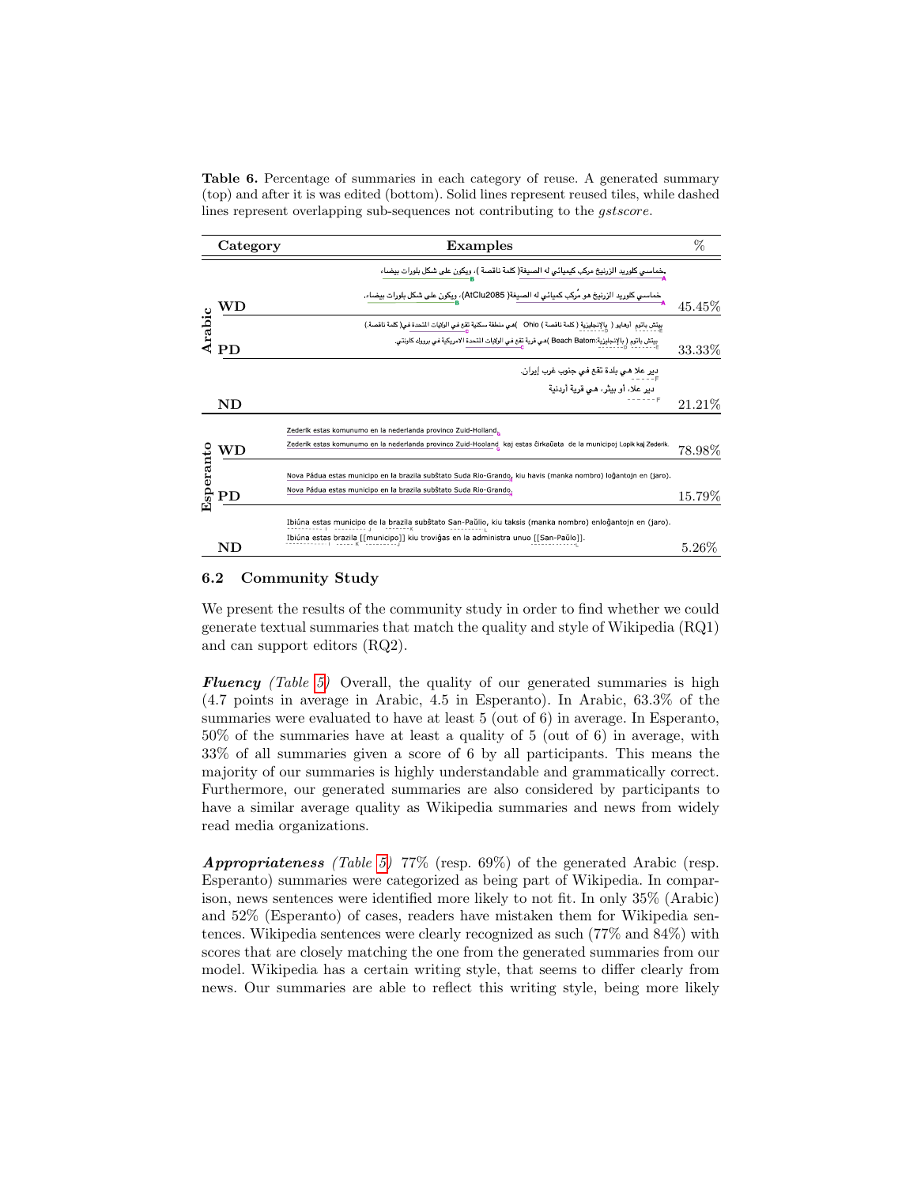**Table 6.** Percentage of summaries in each category of reuse. A generated summary (top) and after it is was edited (bottom). Solid lines represent reused tiles, while dashed lines represent overlapping sub-sequences not contributing to the *gstscore*.

| | Category | Examples | % |
|---|---|---|---|
| Arabic | WD | خماسي كلوريد الزرنيخ مركب كيميائي له الصيغة( كلمة ناقصة )، ويكون على شكل بلورات بيضاء<br>خماسي كلوريد الزرنيخ هو مُركب كيميائي له الصيغة( AtClu2085)، ويكون على شكل بلورات بيضاء. | 45.45% |
| | PD | بيتش باتوم أوهايو ( بالإنجليزية ( كلمة ناقصة ) Ohio )هي منطقة سكنية تقع في الولايات المتحدة في( كلمة ناقصة.)<br>بيتش باتوم ( بالإنجليزية:Beach Batom )هي قرية تقع في الولايات المتحدة الامريكية في بروون كاونتي. | 33.33% |
| | ND | دير علا هي بلدة تقع في جنوب غرب إيران.<br>دير علا، أو بيثر، هي قرية أردنية | 21.21% |
| Esperanto | WD | Zederik estas komunumo en la nederlanda provinco Zuid-Holland.<br>Zederik estas komunumo en la nederlanda provinco Zuid-Hooland kaj estas ĉirkaŭata de la municipoj Lopik kaj Zederik. | 78.98% |
| | PD | Nova Pádua estas municipo en la brazila subŝtato Suda Rio-Grando, kiu havis (manka nombro) loĝantojn en (jaro).<br>Nova Pádua estas municipo en la brazila subŝtato Suda Rio-Grando. | 15.79% |
| | ND | Ibiúna estas municipo de la brazila subŝtato San-Paŭlio, kiu taksis (manka nombro) enloĝantojn en (jaro).<br>Ibiúna estas brazila [[municipo]] kiu troviĝas en la administra unuo [[San-Paŭlo]]. | 5.26% |

### 6.2 Community Study

We present the results of the community study in order to find whether we could generate textual summaries that match the quality and style of Wikipedia (RQ1) and can support editors (RQ2).

***Fluency*** *(Table 5)* Overall, the quality of our generated summaries is high (4.7 points in average in Arabic, 4.5 in Esperanto). In Arabic, 63.3% of the summaries were evaluated to have at least 5 (out of 6) in average. In Esperanto, 50% of the summaries have at least a quality of 5 (out of 6) in average, with 33% of all summaries given a score of 6 by all participants. This means the majority of our summaries is highly understandable and grammatically correct. Furthermore, our generated summaries are also considered by participants to have a similar average quality as Wikipedia summaries and news from widely read media organizations.

***Appropriateness*** *(Table 5)* 77% (resp. 69%) of the generated Arabic (resp. Esperanto) summaries were categorized as being part of Wikipedia. In comparison, news sentences were identified more likely to not fit. In only 35% (Arabic) and 52% (Esperanto) of cases, readers have mistaken them for Wikipedia sentences. Wikipedia sentences were clearly recognized as such (77% and 84%) with scores that are closely matching the one from the generated summaries from our model. Wikipedia has a certain writing style, that seems to differ clearly from news. Our summaries are able to reflect this writing style, being more likely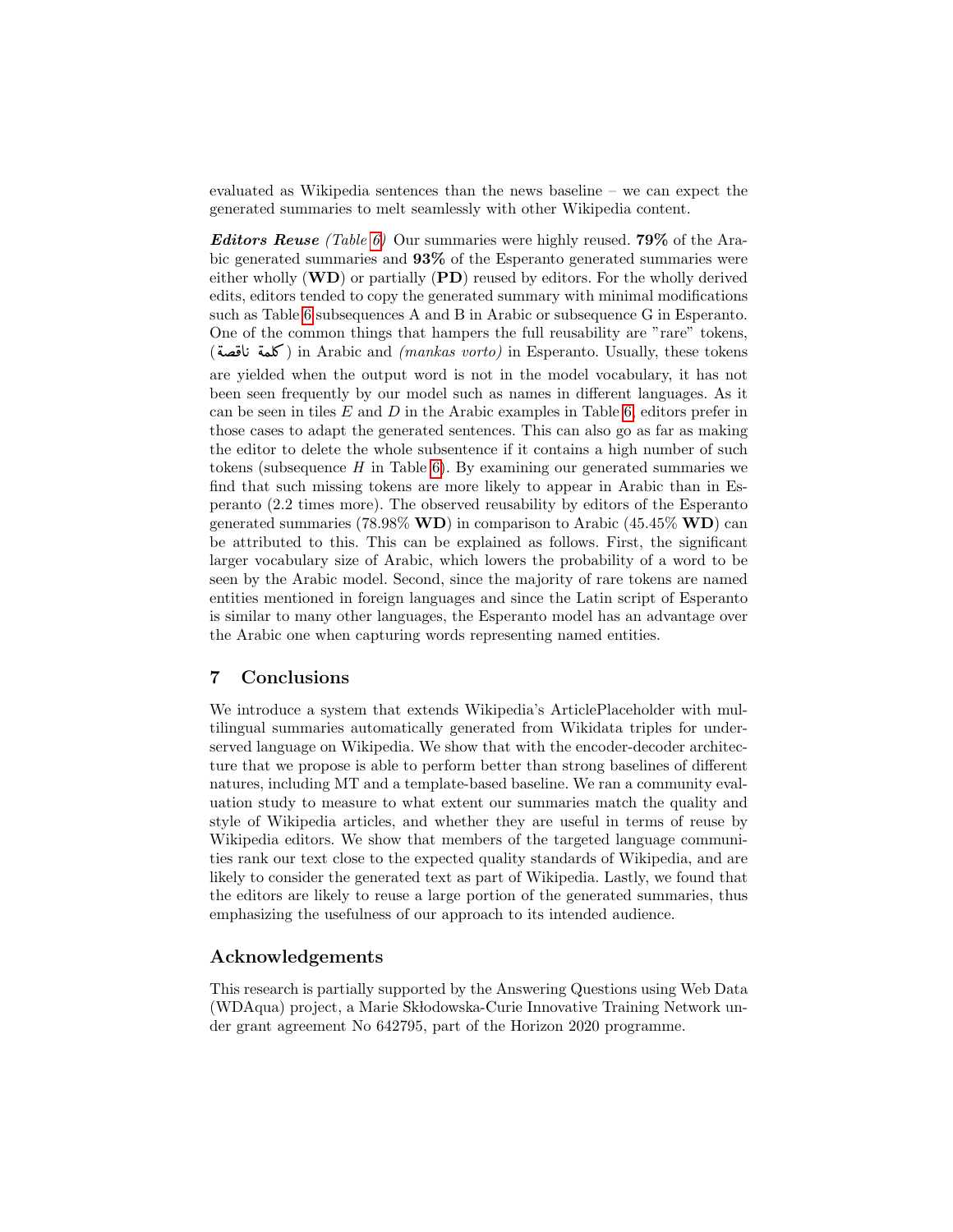evaluated as Wikipedia sentences than the news baseline – we can expect the generated summaries to melt seamlessly with other Wikipedia content.

***Editors Reuse*** *(Table 6)* Our summaries were highly reused. **79%** of the Arabic generated summaries and **93%** of the Esperanto generated summaries were either wholly (**WD**) or partially (**PD**) reused by editors. For the wholly derived edits, editors tended to copy the generated summary with minimal modifications such as Table 6 subsequences A and B in Arabic or subsequence G in Esperanto. One of the common things that hampers the full reusability are "rare" tokens, (كلمة ناقصة) in Arabic and *(mankas vorto)* in Esperanto. Usually, these tokens are yielded when the output word is not in the model vocabulary, it has not been seen frequently by our model such as names in different languages. As it can be seen in tiles *E* and *D* in the Arabic examples in Table 6, editors prefer in those cases to adapt the generated sentences. This can also go as far as making the editor to delete the whole subsentence if it contains a high number of such tokens (subsequence *H* in Table 6). By examining our generated summaries we find that such missing tokens are more likely to appear in Arabic than in Esperanto (2.2 times more). The observed reusability by editors of the Esperanto generated summaries (78.98% **WD**) in comparison to Arabic (45.45% **WD**) can be attributed to this. This can be explained as follows. First, the significant larger vocabulary size of Arabic, which lowers the probability of a word to be seen by the Arabic model. Second, since the majority of rare tokens are named entities mentioned in foreign languages and since the Latin script of Esperanto is similar to many other languages, the Esperanto model has an advantage over the Arabic one when capturing words representing named entities.

## 7 Conclusions

We introduce a system that extends Wikipedia's ArticlePlaceholder with multilingual summaries automatically generated from Wikidata triples for underserved language on Wikipedia. We show that with the encoder-decoder architecture that we propose is able to perform better than strong baselines of different natures, including MT and a template-based baseline. We ran a community evaluation study to measure to what extent our summaries match the quality and style of Wikipedia articles, and whether they are useful in terms of reuse by Wikipedia editors. We show that members of the targeted language communities rank our text close to the expected quality standards of Wikipedia, and are likely to consider the generated text as part of Wikipedia. Lastly, we found that the editors are likely to reuse a large portion of the generated summaries, thus emphasizing the usefulness of our approach to its intended audience.

## Acknowledgements

This research is partially supported by the Answering Questions using Web Data (WDAqua) project, a Marie Skłodowska-Curie Innovative Training Network under grant agreement No 642795, part of the Horizon 2020 programme.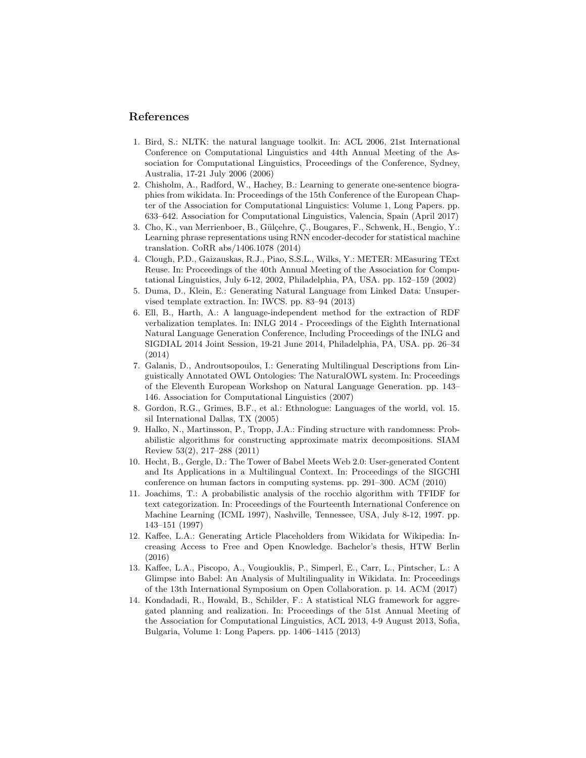## References

1. Bird, S.: NLTK: the natural language toolkit. In: ACL 2006, 21st International Conference on Computational Linguistics and 44th Annual Meeting of the Association for Computational Linguistics, Proceedings of the Conference, Sydney, Australia, 17-21 July 2006 (2006)
2. Chisholm, A., Radford, W., Hachey, B.: Learning to generate one-sentence biographies from wikidata. In: Proceedings of the 15th Conference of the European Chapter of the Association for Computational Linguistics: Volume 1, Long Papers. pp. 633–642. Association for Computational Linguistics, Valencia, Spain (April 2017)
3. Cho, K., van Merrienboer, B., Gülçehre, Ç., Bougares, F., Schwenk, H., Bengio, Y.: Learning phrase representations using RNN encoder-decoder for statistical machine translation. CoRR abs/1406.1078 (2014)
4. Clough, P.D., Gaizauskas, R.J., Piao, S.S.L., Wilks, Y.: METER: MEasuring TExt Reuse. In: Proceedings of the 40th Annual Meeting of the Association for Computational Linguistics, July 6-12, 2002, Philadelphia, PA, USA. pp. 152–159 (2002)
5. Duma, D., Klein, E.: Generating Natural Language from Linked Data: Unsupervised template extraction. In: IWCS. pp. 83–94 (2013)
6. Ell, B., Harth, A.: A language-independent method for the extraction of RDF verbalization templates. In: INLG 2014 - Proceedings of the Eighth International Natural Language Generation Conference, Including Proceedings of the INLG and SIGDIAL 2014 Joint Session, 19-21 June 2014, Philadelphia, PA, USA. pp. 26–34 (2014)
7. Galanis, D., Androutsopoulos, I.: Generating Multilingual Descriptions from Linguistically Annotated OWL Ontologies: The NaturalOWL system. In: Proceedings of the Eleventh European Workshop on Natural Language Generation. pp. 143–146. Association for Computational Linguistics (2007)
8. Gordon, R.G., Grimes, B.F., et al.: Ethnologue: Languages of the world, vol. 15. sil International Dallas, TX (2005)
9. Halko, N., Martinsson, P., Tropp, J.A.: Finding structure with randomness: Probabilistic algorithms for constructing approximate matrix decompositions. SIAM Review 53(2), 217–288 (2011)
10. Hecht, B., Gergle, D.: The Tower of Babel Meets Web 2.0: User-generated Content and Its Applications in a Multilingual Context. In: Proceedings of the SIGCHI conference on human factors in computing systems. pp. 291–300. ACM (2010)
11. Joachims, T.: A probabilistic analysis of the rocchio algorithm with TFIDF for text categorization. In: Proceedings of the Fourteenth International Conference on Machine Learning (ICML 1997), Nashville, Tennessee, USA, July 8-12, 1997. pp. 143–151 (1997)
12. Kaffee, L.A.: Generating Article Placeholders from Wikidata for Wikipedia: Increasing Access to Free and Open Knowledge. Bachelor's thesis, HTW Berlin (2016)
13. Kaffee, L.A., Piscopo, A., Vougiouklis, P., Simperl, E., Carr, L., Pintscher, L.: A Glimpse into Babel: An Analysis of Multilinguality in Wikidata. In: Proceedings of the 13th International Symposium on Open Collaboration. p. 14. ACM (2017)
14. Kondadadi, R., Howald, B., Schilder, F.: A statistical NLG framework for aggregated planning and realization. In: Proceedings of the 51st Annual Meeting of the Association for Computational Linguistics, ACL 2013, 4-9 August 2013, Sofia, Bulgaria, Volume 1: Long Papers. pp. 1406–1415 (2013)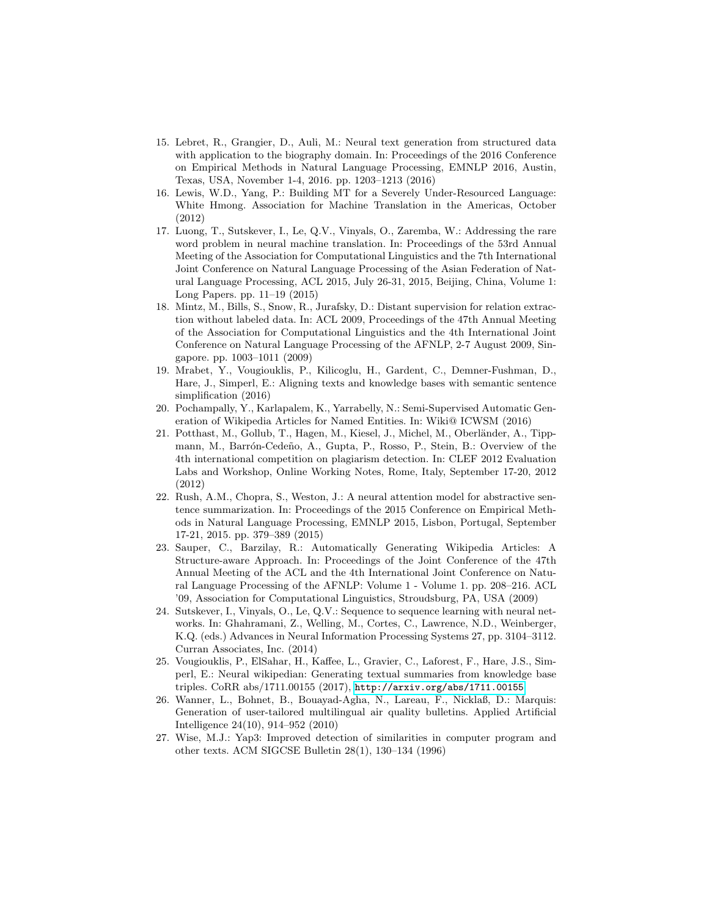15. Lebret, R., Grangier, D., Auli, M.: Neural text generation from structured data with application to the biography domain. In: Proceedings of the 2016 Conference on Empirical Methods in Natural Language Processing, EMNLP 2016, Austin, Texas, USA, November 1-4, 2016. pp. 1203–1213 (2016)
16. Lewis, W.D., Yang, P.: Building MT for a Severely Under-Resourced Language: White Hmong. Association for Machine Translation in the Americas, October (2012)
17. Luong, T., Sutskever, I., Le, Q.V., Vinyals, O., Zaremba, W.: Addressing the rare word problem in neural machine translation. In: Proceedings of the 53rd Annual Meeting of the Association for Computational Linguistics and the 7th International Joint Conference on Natural Language Processing of the Asian Federation of Natural Language Processing, ACL 2015, July 26-31, 2015, Beijing, China, Volume 1: Long Papers. pp. 11–19 (2015)
18. Mintz, M., Bills, S., Snow, R., Jurafsky, D.: Distant supervision for relation extraction without labeled data. In: ACL 2009, Proceedings of the 47th Annual Meeting of the Association for Computational Linguistics and the 4th International Joint Conference on Natural Language Processing of the AFNLP, 2-7 August 2009, Singapore. pp. 1003–1011 (2009)
19. Mrabet, Y., Vougiouklis, P., Kilicoglu, H., Gardent, C., Demner-Fushman, D., Hare, J., Simperl, E.: Aligning texts and knowledge bases with semantic sentence simplification (2016)
20. Pochampally, Y., Karlapalem, K., Yarrabelly, N.: Semi-Supervised Automatic Generation of Wikipedia Articles for Named Entities. In: Wiki@ ICWSM (2016)
21. Potthast, M., Gollub, T., Hagen, M., Kiesel, J., Michel, M., Oberländer, A., Tippmann, M., Barrón-Cedeño, A., Gupta, P., Rosso, P., Stein, B.: Overview of the 4th international competition on plagiarism detection. In: CLEF 2012 Evaluation Labs and Workshop, Online Working Notes, Rome, Italy, September 17-20, 2012 (2012)
22. Rush, A.M., Chopra, S., Weston, J.: A neural attention model for abstractive sentence summarization. In: Proceedings of the 2015 Conference on Empirical Methods in Natural Language Processing, EMNLP 2015, Lisbon, Portugal, September 17-21, 2015. pp. 379–389 (2015)
23. Sauper, C., Barzilay, R.: Automatically Generating Wikipedia Articles: A Structure-aware Approach. In: Proceedings of the Joint Conference of the 47th Annual Meeting of the ACL and the 4th International Joint Conference on Natural Language Processing of the AFNLP: Volume 1 - Volume 1. pp. 208–216. ACL '09, Association for Computational Linguistics, Stroudsburg, PA, USA (2009)
24. Sutskever, I., Vinyals, O., Le, Q.V.: Sequence to sequence learning with neural networks. In: Ghahramani, Z., Welling, M., Cortes, C., Lawrence, N.D., Weinberger, K.Q. (eds.) Advances in Neural Information Processing Systems 27, pp. 3104–3112. Curran Associates, Inc. (2014)
25. Vougiouklis, P., ElSahar, H., Kaffee, L., Gravier, C., Laforest, F., Hare, J.S., Simperl, E.: Neural wikipedian: Generating textual summaries from knowledge base triples. CoRR abs/1711.00155 (2017), http://arxiv.org/abs/1711.00155
26. Wanner, L., Bohnet, B., Bouayad-Agha, N., Lareau, F., Nicklaß, D.: Marquis: Generation of user-tailored multilingual air quality bulletins. Applied Artificial Intelligence 24(10), 914–952 (2010)
27. Wise, M.J.: Yap3: Improved detection of similarities in computer program and other texts. ACM SIGCSE Bulletin 28(1), 130–134 (1996)